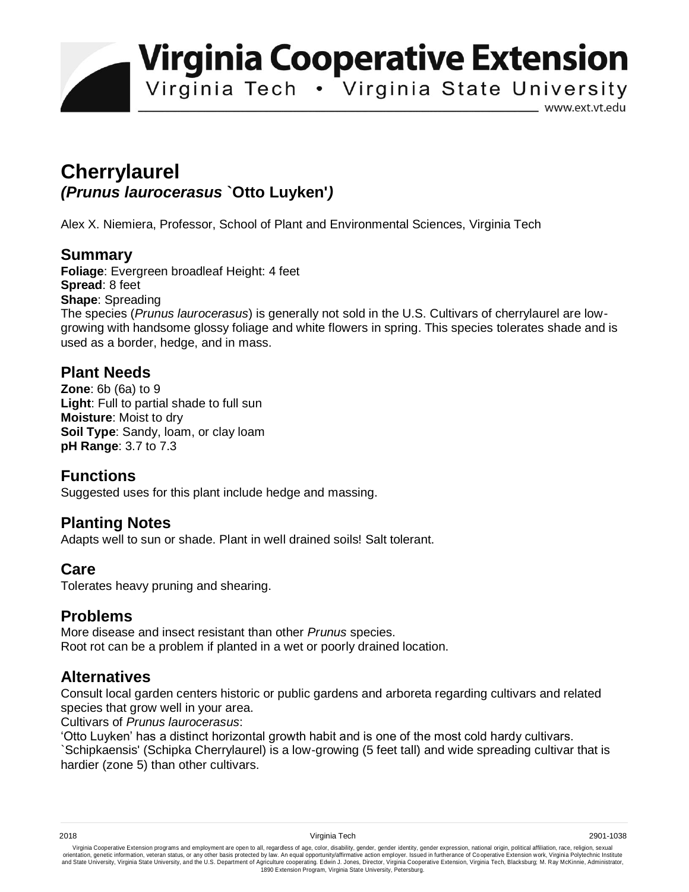# Cherrylaurel

## *(Prunus laurocerasus* `Otto Luyken'*)*

Alex X. Niemiera, Professor, School of Plant and Environmental Sciences, Virginia Tech

## Summary

**Foliage**: Evergreen broadleaf Height: 4 feet
**Spread**: 8 feet
**Shape**: Spreading
The species (*Prunus laurocerasus*) is generally not sold in the U.S. Cultivars of cherrylaurel are low-growing with handsome glossy foliage and white flowers in spring. This species tolerates shade and is used as a border, hedge, and in mass.

## Plant Needs

**Zone**: 6b (6a) to 9
**Light**: Full to partial shade to full sun
**Moisture**: Moist to dry
**Soil Type**: Sandy, loam, or clay loam
**pH Range**: 3.7 to 7.3

## Functions

Suggested uses for this plant include hedge and massing.

## Planting Notes

Adapts well to sun or shade. Plant in well drained soils! Salt tolerant.

## Care

Tolerates heavy pruning and shearing.

## Problems

More disease and insect resistant than other *Prunus* species.
Root rot can be a problem if planted in a wet or poorly drained location.

## Alternatives

Consult local garden centers historic or public gardens and arboreta regarding cultivars and related species that grow well in your area.
Cultivars of *Prunus laurocerasus*:
'Otto Luyken' has a distinct horizontal growth habit and is one of the most cold hardy cultivars.
`Schipkaensis' (Schipka Cherrylaurel) is a low-growing (5 feet tall) and wide spreading cultivar that is hardier (zone 5) than other cultivars.

2018 Virginia Tech 2901-1038

Virginia Cooperative Extension programs and employment are open to all, regardless of age, color, disability, gender, gender identity, gender expression, national origin, political affiliation, race, religion, sexual orientation, genetic information, veteran status, or any other basis protected by law. An equal opportunity/affirmative action employer. Issued in furtherance of Cooperative Extension work, Virginia Polytechnic Institute and State University, Virginia State University, and the U.S. Department of Agriculture cooperating. Edwin J. Jones, Director, Virginia Cooperative Extension, Virginia Tech, Blacksburg; M. Ray McKinnie, Administrator, 1890 Extension Program, Virginia State University, Petersburg.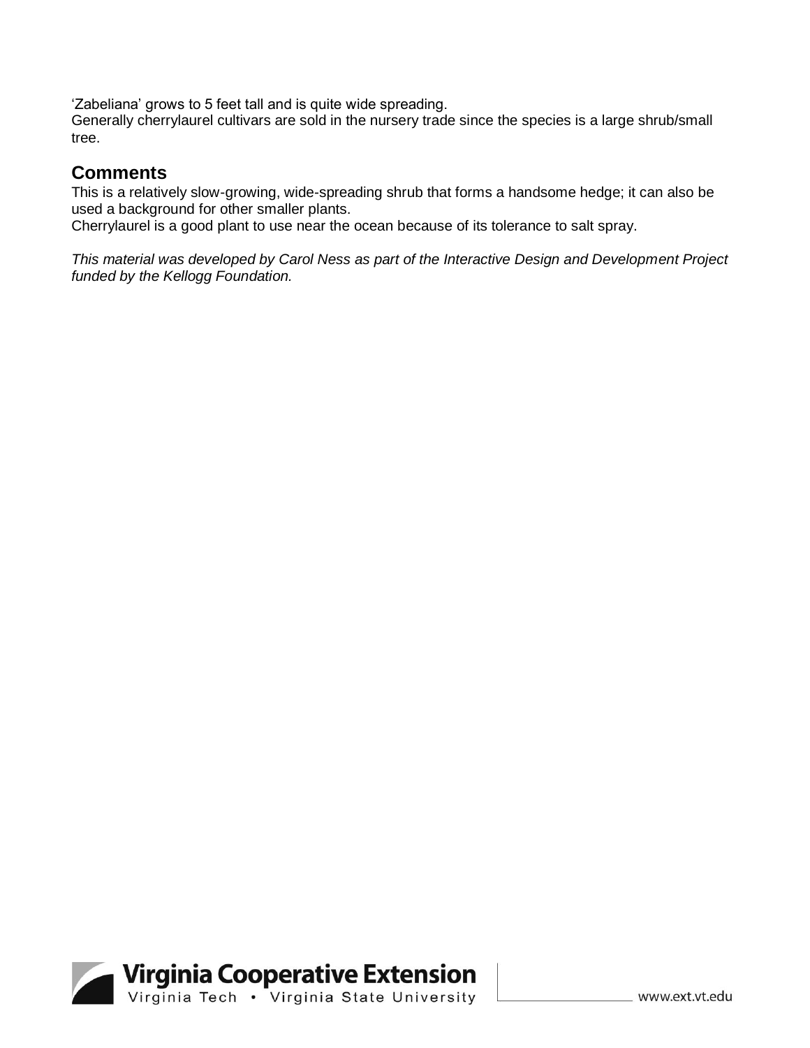'Zabeliana' grows to 5 feet tall and is quite wide spreading.
Generally cherrylaurel cultivars are sold in the nursery trade since the species is a large shrub/small tree.

## Comments

This is a relatively slow-growing, wide-spreading shrub that forms a handsome hedge; it can also be used a background for other smaller plants.
Cherrylaurel is a good plant to use near the ocean because of its tolerance to salt spray.

*This material was developed by Carol Ness as part of the Interactive Design and Development Project funded by the Kellogg Foundation.*